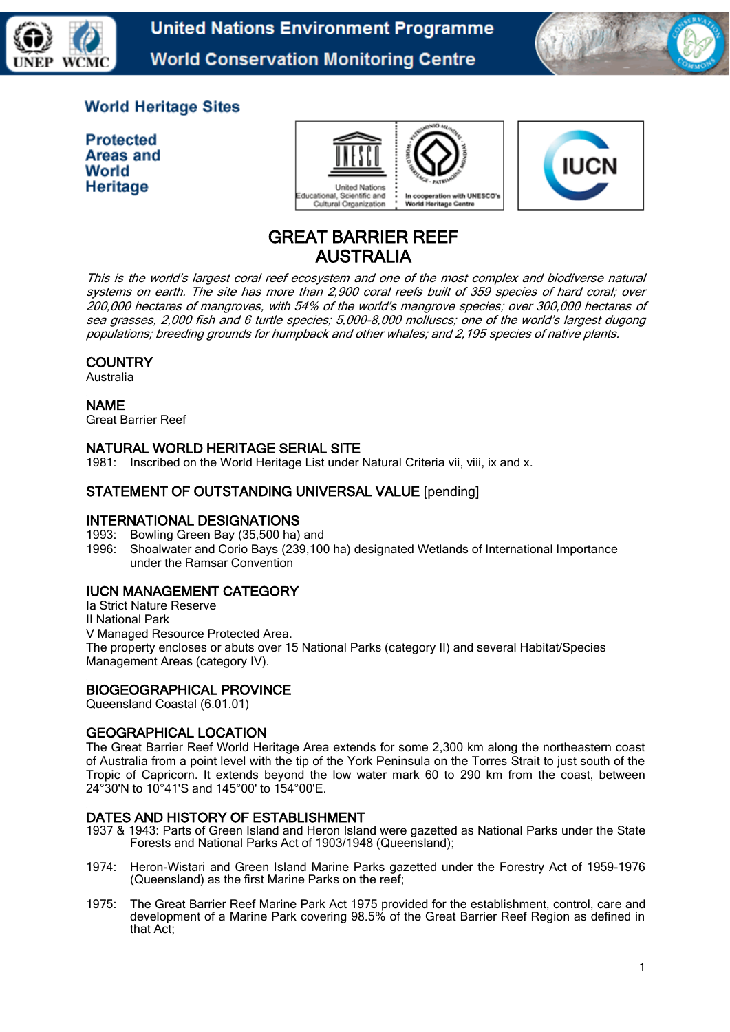United Nations Environment Programme
World Conservation Monitoring Centre

World Heritage Sites

Protected Areas and World Heritage

# GREAT BARRIER REEF
# AUSTRALIA

*This is the world's largest coral reef ecosystem and one of the most complex and biodiverse natural systems on earth. The site has more than 2,900 coral reefs built of 359 species of hard coral; over 200,000 hectares of mangroves, with 54% of the world's mangrove species; over 300,000 hectares of sea grasses, 2,000 fish and 6 turtle species; 5,000-8,000 molluscs; one of the world's largest dugong populations; breeding grounds for humpback and other whales; and 2,195 species of native plants.*

## COUNTRY
Australia

## NAME
Great Barrier Reef

## NATURAL WORLD HERITAGE SERIAL SITE
1981: Inscribed on the World Heritage List under Natural Criteria vii, viii, ix and x.

## STATEMENT OF OUTSTANDING UNIVERSAL VALUE [pending]

## INTERNATIONAL DESIGNATIONS
1993: Bowling Green Bay (35,500 ha) and
1996: Shoalwater and Corio Bays (239,100 ha) designated Wetlands of International Importance under the Ramsar Convention

## IUCN MANAGEMENT CATEGORY
Ia Strict Nature Reserve
II National Park
V Managed Resource Protected Area.
The property encloses or abuts over 15 National Parks (category II) and several Habitat/Species Management Areas (category IV).

## BIOGEOGRAPHICAL PROVINCE
Queensland Coastal (6.01.01)

## GEOGRAPHICAL LOCATION
The Great Barrier Reef World Heritage Area extends for some 2,300 km along the northeastern coast of Australia from a point level with the tip of the York Peninsula on the Torres Strait to just south of the Tropic of Capricorn. It extends beyond the low water mark 60 to 290 km from the coast, between 24°30'N to 10°41'S and 145°00' to 154°00'E.

## DATES AND HISTORY OF ESTABLISHMENT
1937 & 1943: Parts of Green Island and Heron Island were gazetted as National Parks under the State Forests and National Parks Act of 1903/1948 (Queensland);

1974: Heron-Wistari and Green Island Marine Parks gazetted under the Forestry Act of 1959-1976 (Queensland) as the first Marine Parks on the reef;

1975: The Great Barrier Reef Marine Park Act 1975 provided for the establishment, control, care and development of a Marine Park covering 98.5% of the Great Barrier Reef Region as defined in that Act;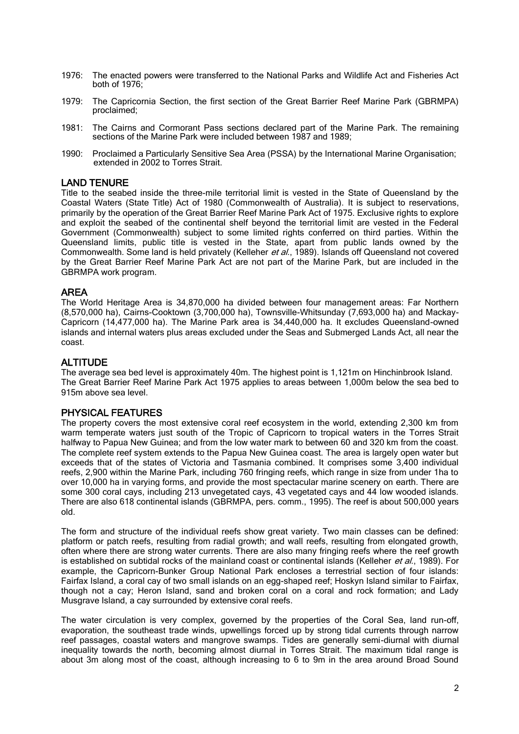1976: The enacted powers were transferred to the National Parks and Wildlife Act and Fisheries Act both of 1976;

1979: The Capricornia Section, the first section of the Great Barrier Reef Marine Park (GBRMPA) proclaimed;

1981: The Cairns and Cormorant Pass sections declared part of the Marine Park. The remaining sections of the Marine Park were included between 1987 and 1989;

1990: Proclaimed a Particularly Sensitive Sea Area (PSSA) by the International Marine Organisation; extended in 2002 to Torres Strait.

## LAND TENURE

Title to the seabed inside the three-mile territorial limit is vested in the State of Queensland by the Coastal Waters (State Title) Act of 1980 (Commonwealth of Australia). It is subject to reservations, primarily by the operation of the Great Barrier Reef Marine Park Act of 1975. Exclusive rights to explore and exploit the seabed of the continental shelf beyond the territorial limit are vested in the Federal Government (Commonwealth) subject to some limited rights conferred on third parties. Within the Queensland limits, public title is vested in the State, apart from public lands owned by the Commonwealth. Some land is held privately (Kelleher *et al.*, 1989). Islands off Queensland not covered by the Great Barrier Reef Marine Park Act are not part of the Marine Park, but are included in the GBRMPA work program.

## AREA

The World Heritage Area is 34,870,000 ha divided between four management areas: Far Northern (8,570,000 ha), Cairns-Cooktown (3,700,000 ha), Townsville-Whitsunday (7,693,000 ha) and Mackay-Capricorn (14,477,000 ha). The Marine Park area is 34,440,000 ha. It excludes Queensland-owned islands and internal waters plus areas excluded under the Seas and Submerged Lands Act, all near the coast.

## ALTITUDE

The average sea bed level is approximately 40m. The highest point is 1,121m on Hinchinbrook Island. The Great Barrier Reef Marine Park Act 1975 applies to areas between 1,000m below the sea bed to 915m above sea level.

## PHYSICAL FEATURES

The property covers the most extensive coral reef ecosystem in the world, extending 2,300 km from warm temperate waters just south of the Tropic of Capricorn to tropical waters in the Torres Strait halfway to Papua New Guinea; and from the low water mark to between 60 and 320 km from the coast. The complete reef system extends to the Papua New Guinea coast. The area is largely open water but exceeds that of the states of Victoria and Tasmania combined. It comprises some 3,400 individual reefs, 2,900 within the Marine Park, including 760 fringing reefs, which range in size from under 1ha to over 10,000 ha in varying forms, and provide the most spectacular marine scenery on earth. There are some 300 coral cays, including 213 unvegetated cays, 43 vegetated cays and 44 low wooded islands. There are also 618 continental islands (GBRMPA, pers. comm., 1995). The reef is about 500,000 years old.

The form and structure of the individual reefs show great variety. Two main classes can be defined: platform or patch reefs, resulting from radial growth; and wall reefs, resulting from elongated growth, often where there are strong water currents. There are also many fringing reefs where the reef growth is established on subtidal rocks of the mainland coast or continental islands (Kelleher *et al.*, 1989). For example, the Capricorn-Bunker Group National Park encloses a terrestrial section of four islands: Fairfax Island, a coral cay of two small islands on an egg-shaped reef; Hoskyn Island similar to Fairfax, though not a cay; Heron Island, sand and broken coral on a coral and rock formation; and Lady Musgrave Island, a cay surrounded by extensive coral reefs.

The water circulation is very complex, governed by the properties of the Coral Sea, land run-off, evaporation, the southeast trade winds, upwellings forced up by strong tidal currents through narrow reef passages, coastal waters and mangrove swamps. Tides are generally semi-diurnal with diurnal inequality towards the north, becoming almost diurnal in Torres Strait. The maximum tidal range is about 3m along most of the coast, although increasing to 6 to 9m in the area around Broad Sound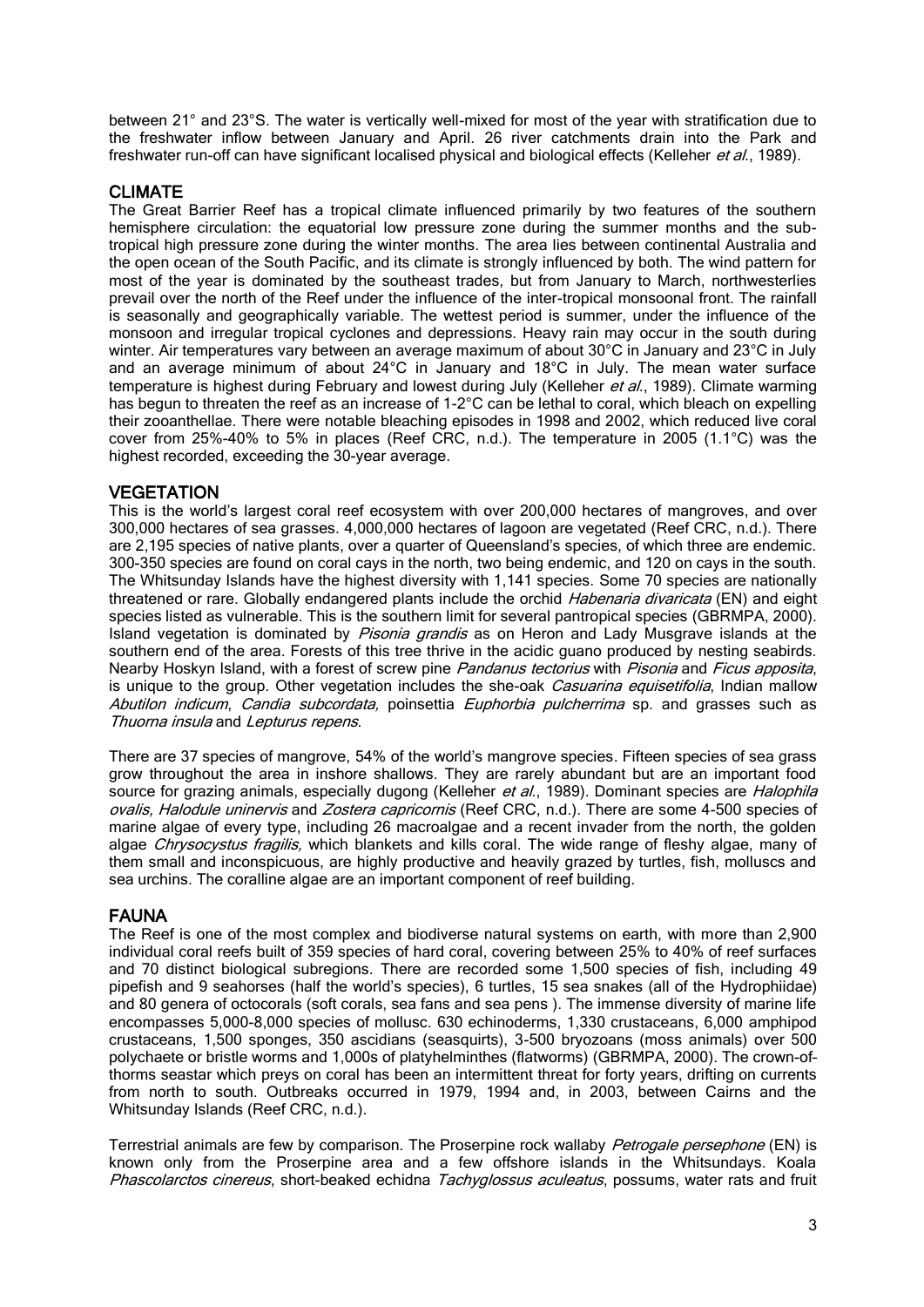between 21° and 23°S. The water is vertically well-mixed for most of the year with stratification due to the freshwater inflow between January and April. 26 river catchments drain into the Park and freshwater run-off can have significant localised physical and biological effects (Kelleher *et al.*, 1989).

## CLIMATE

The Great Barrier Reef has a tropical climate influenced primarily by two features of the southern hemisphere circulation: the equatorial low pressure zone during the summer months and the subtropical high pressure zone during the winter months. The area lies between continental Australia and the open ocean of the South Pacific, and its climate is strongly influenced by both. The wind pattern for most of the year is dominated by the southeast trades, but from January to March, northwesterlies prevail over the north of the Reef under the influence of the inter-tropical monsoonal front. The rainfall is seasonally and geographically variable. The wettest period is summer, under the influence of the monsoon and irregular tropical cyclones and depressions. Heavy rain may occur in the south during winter. Air temperatures vary between an average maximum of about 30°C in January and 23°C in July and an average minimum of about 24°C in January and 18°C in July. The mean water surface temperature is highest during February and lowest during July (Kelleher *et al.*, 1989). Climate warming has begun to threaten the reef as an increase of 1-2°C can be lethal to coral, which bleach on expelling their zooanthellae. There were notable bleaching episodes in 1998 and 2002, which reduced live coral cover from 25%-40% to 5% in places (Reef CRC, n.d.). The temperature in 2005 (1.1°C) was the highest recorded, exceeding the 30-year average.

## VEGETATION

This is the world's largest coral reef ecosystem with over 200,000 hectares of mangroves, and over 300,000 hectares of sea grasses. 4,000,000 hectares of lagoon are vegetated (Reef CRC, n.d.). There are 2,195 species of native plants, over a quarter of Queensland's species, of which three are endemic. 300-350 species are found on coral cays in the north, two being endemic, and 120 on cays in the south. The Whitsunday Islands have the highest diversity with 1,141 species. Some 70 species are nationally threatened or rare. Globally endangered plants include the orchid *Habenaria divaricata* (EN) and eight species listed as vulnerable. This is the southern limit for several pantropical species (GBRMPA, 2000). Island vegetation is dominated by *Pisonia grandis* as on Heron and Lady Musgrave islands at the southern end of the area. Forests of this tree thrive in the acidic guano produced by nesting seabirds. Nearby Hoskyn Island, with a forest of screw pine *Pandanus tectorius* with *Pisonia* and *Ficus apposita*, is unique to the group. Other vegetation includes the she-oak *Casuarina equisetifolia*, Indian mallow *Abutilon indicum*, *Candia subcordata,* poinsettia *Euphorbia pulcherrima* sp. and grasses such as *Thuorna insula* and *Lepturus repens*.

There are 37 species of mangrove, 54% of the world's mangrove species. Fifteen species of sea grass grow throughout the area in inshore shallows. They are rarely abundant but are an important food source for grazing animals, especially dugong (Kelleher *et al.*, 1989). Dominant species are *Halophila ovalis, Halodule uninervis* and *Zostera capricornis* (Reef CRC, n.d.). There are some 4-500 species of marine algae of every type, including 26 macroalgae and a recent invader from the north, the golden algae *Chrysocystus fragilis,* which blankets and kills coral. The wide range of fleshy algae, many of them small and inconspicuous, are highly productive and heavily grazed by turtles, fish, molluscs and sea urchins. The coralline algae are an important component of reef building.

## FAUNA

The Reef is one of the most complex and biodiverse natural systems on earth, with more than 2,900 individual coral reefs built of 359 species of hard coral, covering between 25% to 40% of reef surfaces and 70 distinct biological subregions. There are recorded some 1,500 species of fish, including 49 pipefish and 9 seahorses (half the world's species), 6 turtles, 15 sea snakes (all of the Hydrophiidae) and 80 genera of octocorals (soft corals, sea fans and sea pens ). The immense diversity of marine life encompasses 5,000-8,000 species of mollusc. 630 echinoderms, 1,330 crustaceans, 6,000 amphipod crustaceans, 1,500 sponges, 350 ascidians (seasquirts), 3-500 bryozoans (moss animals) over 500 polychaete or bristle worms and 1,000s of platyhelminthes (flatworms) (GBRMPA, 2000). The crown-of-thorms seastar which preys on coral has been an intermittent threat for forty years, drifting on currents from north to south. Outbreaks occurred in 1979, 1994 and, in 2003, between Cairns and the Whitsunday Islands (Reef CRC, n.d.).

Terrestrial animals are few by comparison. The Proserpine rock wallaby *Petrogale persephone* (EN) is known only from the Proserpine area and a few offshore islands in the Whitsundays. Koala *Phascolarctos cinereus*, short-beaked echidna *Tachyglossus aculeatus*, possums, water rats and fruit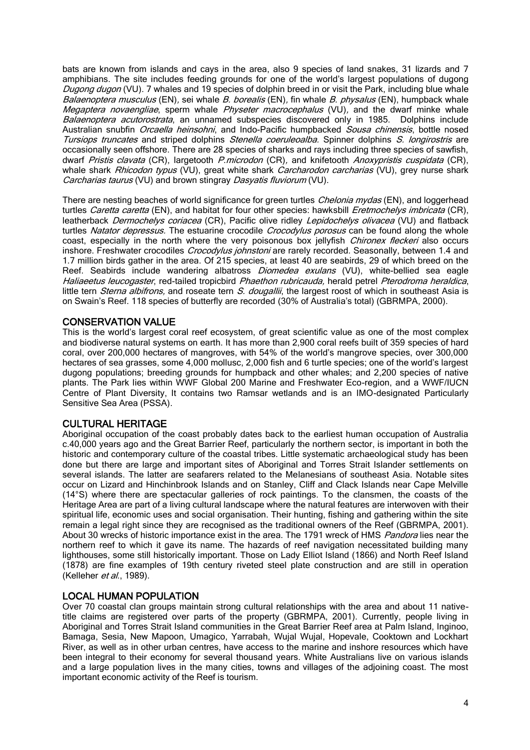bats are known from islands and cays in the area, also 9 species of land snakes, 31 lizards and 7 amphibians. The site includes feeding grounds for one of the world's largest populations of dugong *Dugong dugon* (VU). 7 whales and 19 species of dolphin breed in or visit the Park, including blue whale *Balaenoptera musculus* (EN), sei whale *B. borealis* (EN), fin whale *B. physalus* (EN), humpback whale *Megaptera novaengliae*, sperm whale *Physeter macrocephalus* (VU), and the dwarf minke whale *Balaenoptera acutorostrata*, an unnamed subspecies discovered only in 1985. Dolphins include Australian snubfin *Orcaella heinsohni*, and Indo-Pacific humpbacked *Sousa chinensis*, bottle nosed *Tursiops truncates* and striped dolphins *Stenella coeruleoalba.* Spinner dolphins *S. longirostris* are occasionally seen offshore. There are 28 species of sharks and rays including three species of sawfish, dwarf *Pristis clavata* (CR), largetooth *P.microdon* (CR), and knifetooth *Anoxypristis cuspidata* (CR), whale shark *Rhicodon typus* (VU), great white shark *Carcharodon carcharias* (VU), grey nurse shark *Carcharias taurus* (VU) and brown stingray *Dasyatis fluviorum* (VU).

There are nesting beaches of world significance for green turtles *Chelonia mydas* (EN), and loggerhead turtles *Caretta caretta* (EN), and habitat for four other species: hawksbill *Eretmochelys imbricata* (CR), leatherback *Dermochelys coriacea* (CR), Pacific olive ridley *Lepidochelys olivacea* (VU) and flatback turtles *Natator depressus.* The estuarine crocodile *Crocodylus porosus* can be found along the whole coast, especially in the north where the very poisonous box jellyfish *Chironex fleckeri* also occurs inshore. Freshwater crocodiles *Crocodylus johnstoni* are rarely recorded. Seasonally, between 1.4 and 1.7 million birds gather in the area. Of 215 species, at least 40 are seabirds, 29 of which breed on the Reef. Seabirds include wandering albatross *Diomedea exulans* (VU), white-bellied sea eagle *Haliaeetus leucogaster*, red-tailed tropicbird *Phaethon rubricauda,* herald petrel *Pterodroma heraldica*, little tern *Sterna albifrons,* and roseate tern *S. dougallii*, the largest roost of which in southeast Asia is on Swain's Reef. 118 species of butterfly are recorded (30% of Australia's total) (GBRMPA, 2000).

## CONSERVATION VALUE

This is the world's largest coral reef ecosystem, of great scientific value as one of the most complex and biodiverse natural systems on earth. It has more than 2,900 coral reefs built of 359 species of hard coral, over 200,000 hectares of mangroves, with 54% of the world's mangrove species, over 300,000 hectares of sea grasses, some 4,000 mollusc, 2,000 fish and 6 turtle species; one of the world's largest dugong populations; breeding grounds for humpback and other whales; and 2,200 species of native plants. The Park lies within WWF Global 200 Marine and Freshwater Eco-region, and a WWF/IUCN Centre of Plant Diversity, It contains two Ramsar wetlands and is an IMO-designated Particularly Sensitive Sea Area (PSSA).

## CULTURAL HERITAGE

Aboriginal occupation of the coast probably dates back to the earliest human occupation of Australia c.40,000 years ago and the Great Barrier Reef, particularly the northern sector, is important in both the historic and contemporary culture of the coastal tribes. Little systematic archaeological study has been done but there are large and important sites of Aboriginal and Torres Strait Islander settlements on several islands. The latter are seafarers related to the Melanesians of southeast Asia. Notable sites occur on Lizard and Hinchinbrook Islands and on Stanley, Cliff and Clack Islands near Cape Melville (14°S) where there are spectacular galleries of rock paintings. To the clansmen, the coasts of the Heritage Area are part of a living cultural landscape where the natural features are interwoven with their spiritual life, economic uses and social organisation. Their hunting, fishing and gathering within the site remain a legal right since they are recognised as the traditional owners of the Reef (GBRMPA, 2001). About 30 wrecks of historic importance exist in the area. The 1791 wreck of HMS *Pandora* lies near the northern reef to which it gave its name. The hazards of reef navigation necessitated building many lighthouses, some still historically important. Those on Lady Elliot Island (1866) and North Reef Island (1878) are fine examples of 19th century riveted steel plate construction and are still in operation (Kelleher *et al.*, 1989).

## LOCAL HUMAN POPULATION

Over 70 coastal clan groups maintain strong cultural relationships with the area and about 11 native-title claims are registered over parts of the property (GBRMPA, 2001). Currently, people living in Aboriginal and Torres Strait Island communities in the Great Barrier Reef area at Palm Island, Inginoo, Bamaga, Sesia, New Mapoon, Umagico, Yarrabah, Wujal Wujal, Hopevale, Cooktown and Lockhart River, as well as in other urban centres, have access to the marine and inshore resources which have been integral to their economy for several thousand years. White Australians live on various islands and a large population lives in the many cities, towns and villages of the adjoining coast. The most important economic activity of the Reef is tourism.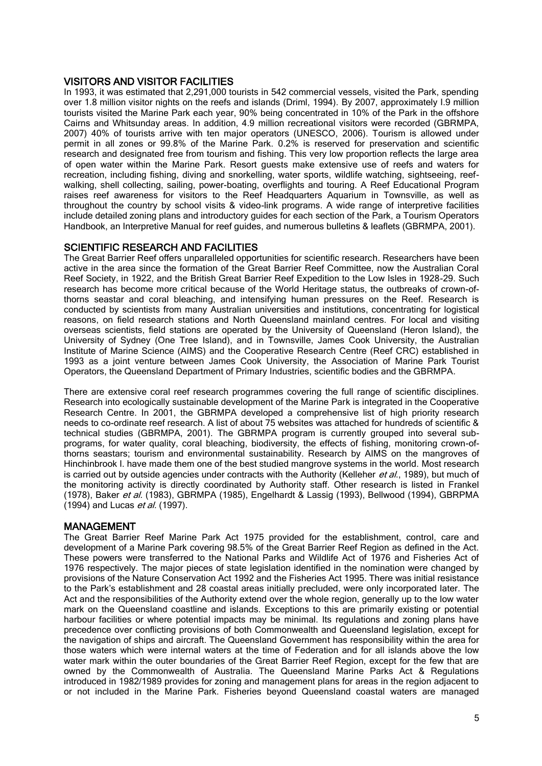## VISITORS AND VISITOR FACILITIES

In 1993, it was estimated that 2,291,000 tourists in 542 commercial vessels, visited the Park, spending over 1.8 million visitor nights on the reefs and islands (Driml, 1994). By 2007, approximately I.9 million tourists visited the Marine Park each year, 90% being concentrated in 10% of the Park in the offshore Cairns and Whitsunday areas. In addition, 4.9 million recreational visitors were recorded (GBRMPA, 2007) 40% of tourists arrive with ten major operators (UNESCO, 2006). Tourism is allowed under permit in all zones or 99.8% of the Marine Park. 0.2% is reserved for preservation and scientific research and designated free from tourism and fishing. This very low proportion reflects the large area of open water within the Marine Park. Resort guests make extensive use of reefs and waters for recreation, including fishing, diving and snorkelling, water sports, wildlife watching, sightseeing, reef-walking, shell collecting, sailing, power-boating, overflights and touring. A Reef Educational Program raises reef awareness for visitors to the Reef Headquarters Aquarium in Townsville, as well as throughout the country by school visits & video-link programs. A wide range of interpretive facilities include detailed zoning plans and introductory guides for each section of the Park, a Tourism Operators Handbook, an Interpretive Manual for reef guides, and numerous bulletins & leaflets (GBRMPA, 2001).

## SCIENTIFIC RESEARCH AND FACILITIES

The Great Barrier Reef offers unparalleled opportunities for scientific research. Researchers have been active in the area since the formation of the Great Barrier Reef Committee, now the Australian Coral Reef Society, in 1922, and the British Great Barrier Reef Expedition to the Low Isles in 1928-29. Such research has become more critical because of the World Heritage status, the outbreaks of crown-of-thorns seastar and coral bleaching, and intensifying human pressures on the Reef. Research is conducted by scientists from many Australian universities and institutions, concentrating for logistical reasons, on field research stations and North Queensland mainland centres. For local and visiting overseas scientists, field stations are operated by the University of Queensland (Heron Island), the University of Sydney (One Tree Island), and in Townsville, James Cook University, the Australian Institute of Marine Science (AIMS) and the Cooperative Research Centre (Reef CRC) established in 1993 as a joint venture between James Cook University, the Association of Marine Park Tourist Operators, the Queensland Department of Primary Industries, scientific bodies and the GBRMPA.

There are extensive coral reef research programmes covering the full range of scientific disciplines. Research into ecologically sustainable development of the Marine Park is integrated in the Cooperative Research Centre. In 2001, the GBRMPA developed a comprehensive list of high priority research needs to co-ordinate reef research. A list of about 75 websites was attached for hundreds of scientific & technical studies (GBRMPA, 2001). The GBRMPA program is currently grouped into several sub-programs, for water quality, coral bleaching, biodiversity, the effects of fishing, monitoring crown-of-thorns seastars; tourism and environmental sustainability. Research by AIMS on the mangroves of Hinchinbrook I. have made them one of the best studied mangrove systems in the world. Most research is carried out by outside agencies under contracts with the Authority (Kelleher *et al.*, 1989), but much of the monitoring activity is directly coordinated by Authority staff. Other research is listed in Frankel (1978), Baker *et al.* (1983), GBRMPA (1985), Engelhardt & Lassig (1993), Bellwood (1994), GBRPMA (1994) and Lucas *et al.* (1997).

## MANAGEMENT

The Great Barrier Reef Marine Park Act 1975 provided for the establishment, control, care and development of a Marine Park covering 98.5% of the Great Barrier Reef Region as defined in the Act. These powers were transferred to the National Parks and Wildlife Act of 1976 and Fisheries Act of 1976 respectively. The major pieces of state legislation identified in the nomination were changed by provisions of the Nature Conservation Act 1992 and the Fisheries Act 1995. There was initial resistance to the Park's establishment and 28 coastal areas initially precluded, were only incorporated later. The Act and the responsibilities of the Authority extend over the whole region, generally up to the low water mark on the Queensland coastline and islands. Exceptions to this are primarily existing or potential harbour facilities or where potential impacts may be minimal. Its regulations and zoning plans have precedence over conflicting provisions of both Commonwealth and Queensland legislation, except for the navigation of ships and aircraft. The Queensland Government has responsibility within the area for those waters which were internal waters at the time of Federation and for all islands above the low water mark within the outer boundaries of the Great Barrier Reef Region, except for the few that are owned by the Commonwealth of Australia. The Queensland Marine Parks Act & Regulations introduced in 1982/1989 provides for zoning and management plans for areas in the region adjacent to or not included in the Marine Park. Fisheries beyond Queensland coastal waters are managed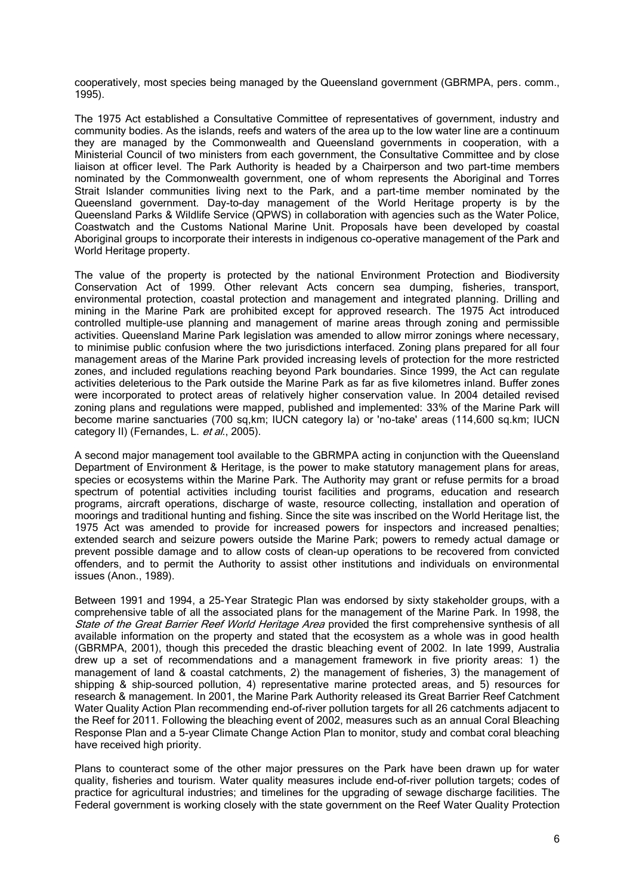cooperatively, most species being managed by the Queensland government (GBRMPA, pers. comm., 1995).

The 1975 Act established a Consultative Committee of representatives of government, industry and community bodies. As the islands, reefs and waters of the area up to the low water line are a continuum they are managed by the Commonwealth and Queensland governments in cooperation, with a Ministerial Council of two ministers from each government, the Consultative Committee and by close liaison at officer level. The Park Authority is headed by a Chairperson and two part-time members nominated by the Commonwealth government, one of whom represents the Aboriginal and Torres Strait Islander communities living next to the Park, and a part-time member nominated by the Queensland government. Day-to-day management of the World Heritage property is by the Queensland Parks & Wildlife Service (QPWS) in collaboration with agencies such as the Water Police, Coastwatch and the Customs National Marine Unit. Proposals have been developed by coastal Aboriginal groups to incorporate their interests in indigenous co-operative management of the Park and World Heritage property.

The value of the property is protected by the national Environment Protection and Biodiversity Conservation Act of 1999. Other relevant Acts concern sea dumping, fisheries, transport, environmental protection, coastal protection and management and integrated planning. Drilling and mining in the Marine Park are prohibited except for approved research. The 1975 Act introduced controlled multiple-use planning and management of marine areas through zoning and permissible activities. Queensland Marine Park legislation was amended to allow mirror zonings where necessary, to minimise public confusion where the two jurisdictions interfaced. Zoning plans prepared for all four management areas of the Marine Park provided increasing levels of protection for the more restricted zones, and included regulations reaching beyond Park boundaries. Since 1999, the Act can regulate activities deleterious to the Park outside the Marine Park as far as five kilometres inland. Buffer zones were incorporated to protect areas of relatively higher conservation value. In 2004 detailed revised zoning plans and regulations were mapped, published and implemented: 33% of the Marine Park will become marine sanctuaries (700 sq,km; IUCN category Ia) or 'no-take' areas (114,600 sq.km; IUCN category II) (Fernandes, L. *et al*., 2005).

A second major management tool available to the GBRMPA acting in conjunction with the Queensland Department of Environment & Heritage, is the power to make statutory management plans for areas, species or ecosystems within the Marine Park. The Authority may grant or refuse permits for a broad spectrum of potential activities including tourist facilities and programs, education and research programs, aircraft operations, discharge of waste, resource collecting, installation and operation of moorings and traditional hunting and fishing. Since the site was inscribed on the World Heritage list, the 1975 Act was amended to provide for increased powers for inspectors and increased penalties; extended search and seizure powers outside the Marine Park; powers to remedy actual damage or prevent possible damage and to allow costs of clean-up operations to be recovered from convicted offenders, and to permit the Authority to assist other institutions and individuals on environmental issues (Anon., 1989).

Between 1991 and 1994, a 25-Year Strategic Plan was endorsed by sixty stakeholder groups, with a comprehensive table of all the associated plans for the management of the Marine Park. In 1998, the *State of the Great Barrier Reef World Heritage Area* provided the first comprehensive synthesis of all available information on the property and stated that the ecosystem as a whole was in good health (GBRMPA, 2001), though this preceded the drastic bleaching event of 2002. In late 1999, Australia drew up a set of recommendations and a management framework in five priority areas: 1) the management of land & coastal catchments, 2) the management of fisheries, 3) the management of shipping & ship-sourced pollution, 4) representative marine protected areas, and 5) resources for research & management. In 2001, the Marine Park Authority released its Great Barrier Reef Catchment Water Quality Action Plan recommending end-of-river pollution targets for all 26 catchments adjacent to the Reef for 2011. Following the bleaching event of 2002, measures such as an annual Coral Bleaching Response Plan and a 5-year Climate Change Action Plan to monitor, study and combat coral bleaching have received high priority.

Plans to counteract some of the other major pressures on the Park have been drawn up for water quality, fisheries and tourism. Water quality measures include end-of-river pollution targets; codes of practice for agricultural industries; and timelines for the upgrading of sewage discharge facilities. The Federal government is working closely with the state government on the Reef Water Quality Protection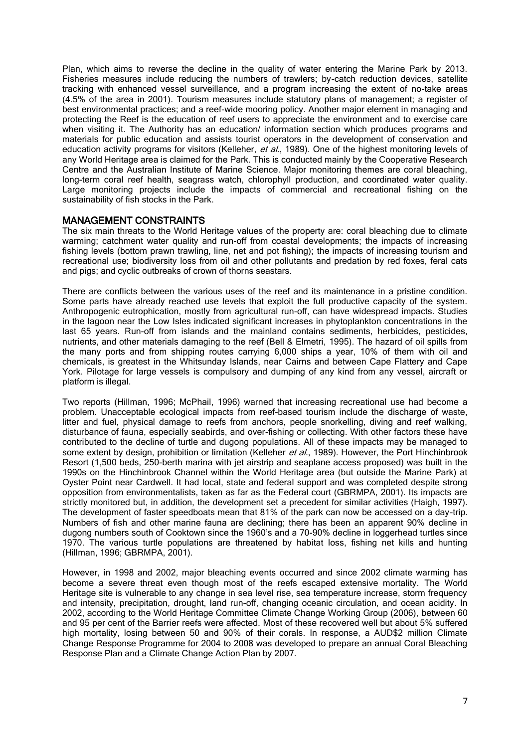Plan, which aims to reverse the decline in the quality of water entering the Marine Park by 2013. Fisheries measures include reducing the numbers of trawlers; by-catch reduction devices, satellite tracking with enhanced vessel surveillance, and a program increasing the extent of no-take areas (4.5% of the area in 2001). Tourism measures include statutory plans of management; a register of best environmental practices; and a reef-wide mooring policy. Another major element in managing and protecting the Reef is the education of reef users to appreciate the environment and to exercise care when visiting it. The Authority has an education/ information section which produces programs and materials for public education and assists tourist operators in the development of conservation and education activity programs for visitors (Kelleher, *et al.*, 1989). One of the highest monitoring levels of any World Heritage area is claimed for the Park. This is conducted mainly by the Cooperative Research Centre and the Australian Institute of Marine Science. Major monitoring themes are coral bleaching, long-term coral reef health, seagrass watch, chlorophyll production, and coordinated water quality. Large monitoring projects include the impacts of commercial and recreational fishing on the sustainability of fish stocks in the Park.

## MANAGEMENT CONSTRAINTS

The six main threats to the World Heritage values of the property are: coral bleaching due to climate warming; catchment water quality and run-off from coastal developments; the impacts of increasing fishing levels (bottom prawn trawling, line, net and pot fishing); the impacts of increasing tourism and recreational use; biodiversity loss from oil and other pollutants and predation by red foxes, feral cats and pigs; and cyclic outbreaks of crown of thorns seastars.

There are conflicts between the various uses of the reef and its maintenance in a pristine condition. Some parts have already reached use levels that exploit the full productive capacity of the system. Anthropogenic eutrophication, mostly from agricultural run-off, can have widespread impacts. Studies in the lagoon near the Low Isles indicated significant increases in phytoplankton concentrations in the last 65 years. Run-off from islands and the mainland contains sediments, herbicides, pesticides, nutrients, and other materials damaging to the reef (Bell & Elmetri, 1995). The hazard of oil spills from the many ports and from shipping routes carrying 6,000 ships a year, 10% of them with oil and chemicals, is greatest in the Whitsunday Islands, near Cairns and between Cape Flattery and Cape York. Pilotage for large vessels is compulsory and dumping of any kind from any vessel, aircraft or platform is illegal.

Two reports (Hillman, 1996; McPhail, 1996) warned that increasing recreational use had become a problem. Unacceptable ecological impacts from reef-based tourism include the discharge of waste, litter and fuel, physical damage to reefs from anchors, people snorkelling, diving and reef walking, disturbance of fauna, especially seabirds, and over-fishing or collecting. With other factors these have contributed to the decline of turtle and dugong populations. All of these impacts may be managed to some extent by design, prohibition or limitation (Kelleher *et al.*, 1989). However, the Port Hinchinbrook Resort (1,500 beds, 250-berth marina with jet airstrip and seaplane access proposed) was built in the 1990s on the Hinchinbrook Channel within the World Heritage area (but outside the Marine Park) at Oyster Point near Cardwell. It had local, state and federal support and was completed despite strong opposition from environmentalists, taken as far as the Federal court (GBRMPA, 2001). Its impacts are strictly monitored but, in addition, the development set a precedent for similar activities (Haigh, 1997). The development of faster speedboats mean that 81% of the park can now be accessed on a day-trip. Numbers of fish and other marine fauna are declining; there has been an apparent 90% decline in dugong numbers south of Cooktown since the 1960's and a 70-90% decline in loggerhead turtles since 1970. The various turtle populations are threatened by habitat loss, fishing net kills and hunting (Hillman, 1996; GBRMPA, 2001).

However, in 1998 and 2002, major bleaching events occurred and since 2002 climate warming has become a severe threat even though most of the reefs escaped extensive mortality. The World Heritage site is vulnerable to any change in sea level rise, sea temperature increase, storm frequency and intensity, precipitation, drought, land run-off, changing oceanic circulation, and ocean acidity. In 2002, according to the World Heritage Committee Climate Change Working Group (2006), between 60 and 95 per cent of the Barrier reefs were affected. Most of these recovered well but about 5% suffered high mortality, losing between 50 and 90% of their corals. In response, a AUD$2 million Climate Change Response Programme for 2004 to 2008 was developed to prepare an annual Coral Bleaching Response Plan and a Climate Change Action Plan by 2007.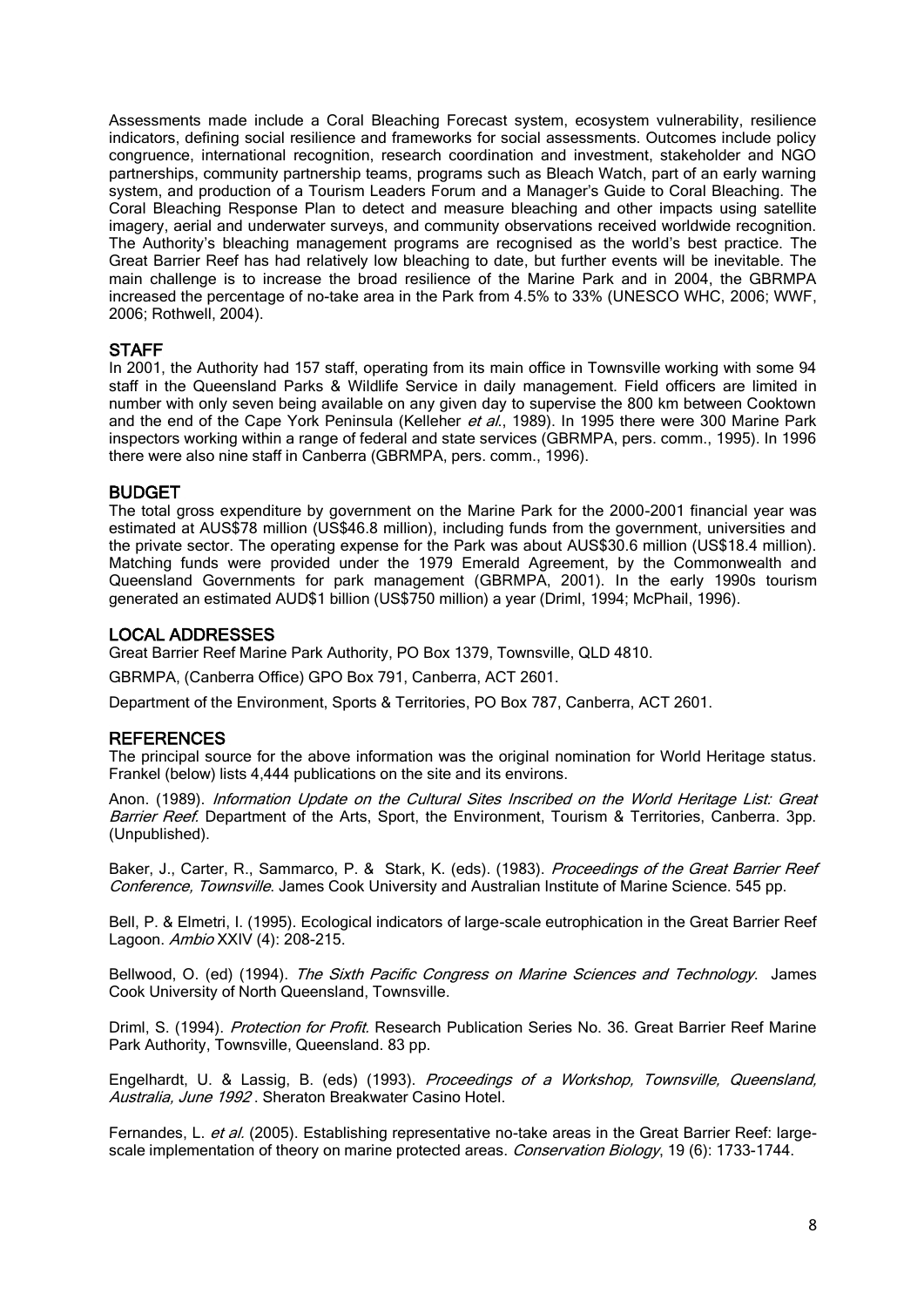Assessments made include a Coral Bleaching Forecast system, ecosystem vulnerability, resilience indicators, defining social resilience and frameworks for social assessments. Outcomes include policy congruence, international recognition, research coordination and investment, stakeholder and NGO partnerships, community partnership teams, programs such as Bleach Watch, part of an early warning system, and production of a Tourism Leaders Forum and a Manager's Guide to Coral Bleaching. The Coral Bleaching Response Plan to detect and measure bleaching and other impacts using satellite imagery, aerial and underwater surveys, and community observations received worldwide recognition. The Authority's bleaching management programs are recognised as the world's best practice. The Great Barrier Reef has had relatively low bleaching to date, but further events will be inevitable. The main challenge is to increase the broad resilience of the Marine Park and in 2004, the GBRMPA increased the percentage of no-take area in the Park from 4.5% to 33% (UNESCO WHC, 2006; WWF, 2006; Rothwell, 2004).

## STAFF

In 2001, the Authority had 157 staff, operating from its main office in Townsville working with some 94 staff in the Queensland Parks & Wildlife Service in daily management. Field officers are limited in number with only seven being available on any given day to supervise the 800 km between Cooktown and the end of the Cape York Peninsula (Kelleher *et al.*, 1989). In 1995 there were 300 Marine Park inspectors working within a range of federal and state services (GBRMPA, pers. comm., 1995). In 1996 there were also nine staff in Canberra (GBRMPA, pers. comm., 1996).

## BUDGET

The total gross expenditure by government on the Marine Park for the 2000-2001 financial year was estimated at AUS$78 million (US$46.8 million), including funds from the government, universities and the private sector. The operating expense for the Park was about AUS$30.6 million (US$18.4 million). Matching funds were provided under the 1979 Emerald Agreement, by the Commonwealth and Queensland Governments for park management (GBRMPA, 2001). In the early 1990s tourism generated an estimated AUD$1 billion (US$750 million) a year (Driml, 1994; McPhail, 1996).

## LOCAL ADDRESSES

Great Barrier Reef Marine Park Authority, PO Box 1379, Townsville, QLD 4810.

GBRMPA, (Canberra Office) GPO Box 791, Canberra, ACT 2601.

Department of the Environment, Sports & Territories, PO Box 787, Canberra, ACT 2601.

## REFERENCES

The principal source for the above information was the original nomination for World Heritage status. Frankel (below) lists 4,444 publications on the site and its environs.

Anon. (1989). *Information Update on the Cultural Sites Inscribed on the World Heritage List: Great Barrier Reef*. Department of the Arts, Sport, the Environment, Tourism & Territories, Canberra. 3pp. (Unpublished).

Baker, J., Carter, R., Sammarco, P. & Stark, K. (eds). (1983). *Proceedings of the Great Barrier Reef Conference, Townsville*. James Cook University and Australian Institute of Marine Science. 545 pp.

Bell, P. & Elmetri, I. (1995). Ecological indicators of large-scale eutrophication in the Great Barrier Reef Lagoon. *Ambio* XXIV (4): 208-215.

Bellwood, O. (ed) (1994). *The Sixth Pacific Congress on Marine Sciences and Technology*. James Cook University of North Queensland, Townsville.

Driml, S. (1994). *Protection for Profit*. Research Publication Series No. 36. Great Barrier Reef Marine Park Authority, Townsville, Queensland. 83 pp.

Engelhardt, U. & Lassig, B. (eds) (1993). *Proceedings of a Workshop, Townsville, Queensland, Australia, June 1992* . Sheraton Breakwater Casino Hotel.

Fernandes, L. *et al*. (2005). Establishing representative no-take areas in the Great Barrier Reef: large-scale implementation of theory on marine protected areas. *Conservation Biology*, 19 (6): 1733-1744.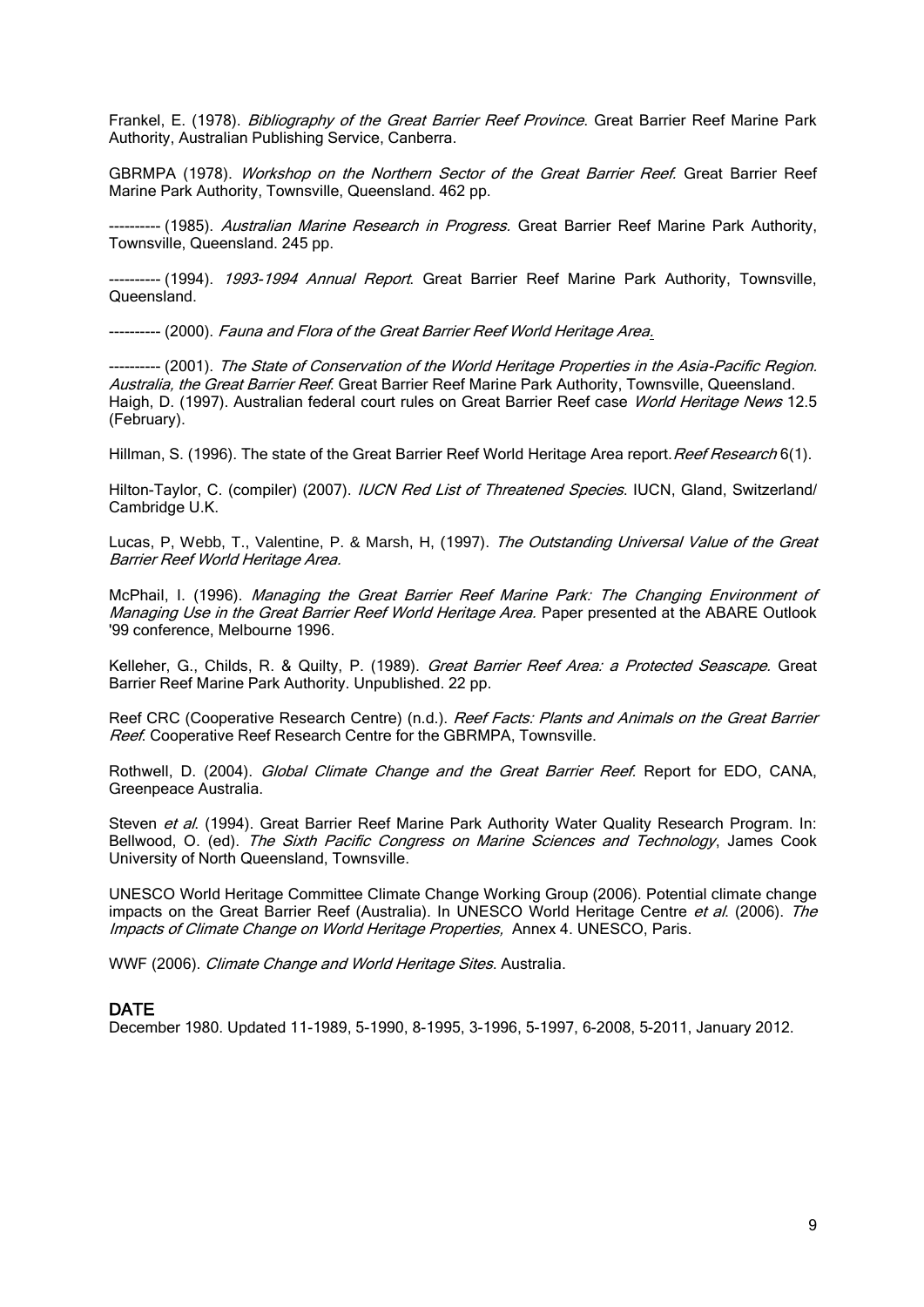Frankel, E. (1978). *Bibliography of the Great Barrier Reef Province*. Great Barrier Reef Marine Park Authority, Australian Publishing Service, Canberra.

GBRMPA (1978). *Workshop on the Northern Sector of the Great Barrier Reef.* Great Barrier Reef Marine Park Authority, Townsville, Queensland. 462 pp.

---------- (1985). *Australian Marine Research in Progress.* Great Barrier Reef Marine Park Authority, Townsville, Queensland. 245 pp.

---------- (1994). *1993-1994 Annual Report*. Great Barrier Reef Marine Park Authority, Townsville, Queensland.

---------- (2000). *Fauna and Flora of the Great Barrier Reef World Heritage Area.*

---------- (2001). *The State of Conservation of the World Heritage Properties in the Asia-Pacific Region. Australia, the Great Barrier Reef.* Great Barrier Reef Marine Park Authority, Townsville, Queensland.

Haigh, D. (1997). Australian federal court rules on Great Barrier Reef case *World Heritage News* 12.5 (February).

Hillman, S. (1996). The state of the Great Barrier Reef World Heritage Area report. *Reef Research* 6(1).

Hilton-Taylor, C. (compiler) (2007). *IUCN Red List of Threatened Species*. IUCN, Gland, Switzerland/ Cambridge U.K.

Lucas, P, Webb, T., Valentine, P. & Marsh, H, (1997). *The Outstanding Universal Value of the Great Barrier Reef World Heritage Area.*

McPhail, I. (1996). *Managing the Great Barrier Reef Marine Park: The Changing Environment of Managing Use in the Great Barrier Reef World Heritage Area.* Paper presented at the ABARE Outlook '99 conference, Melbourne 1996.

Kelleher, G., Childs, R. & Quilty, P. (1989). *Great Barrier Reef Area: a Protected Seascape*. Great Barrier Reef Marine Park Authority. Unpublished. 22 pp.

Reef CRC (Cooperative Research Centre) (n.d.). *Reef Facts: Plants and Animals on the Great Barrier Reef.* Cooperative Reef Research Centre for the GBRMPA, Townsville.

Rothwell, D. (2004). *Global Climate Change and the Great Barrier Reef.* Report for EDO, CANA, Greenpeace Australia.

Steven *et al*. (1994). Great Barrier Reef Marine Park Authority Water Quality Research Program. In: Bellwood, O. (ed). *The Sixth Pacific Congress on Marine Sciences and Technology*, James Cook University of North Queensland, Townsville.

UNESCO World Heritage Committee Climate Change Working Group (2006). Potential climate change impacts on the Great Barrier Reef (Australia). In UNESCO World Heritage Centre *et al*. (2006). *The Impacts of Climate Change on World Heritage Properties,* Annex 4. UNESCO, Paris.

WWF (2006). *Climate Change and World Heritage Sites*. Australia.

## DATE

December 1980. Updated 11-1989, 5-1990, 8-1995, 3-1996, 5-1997, 6-2008, 5-2011, January 2012.